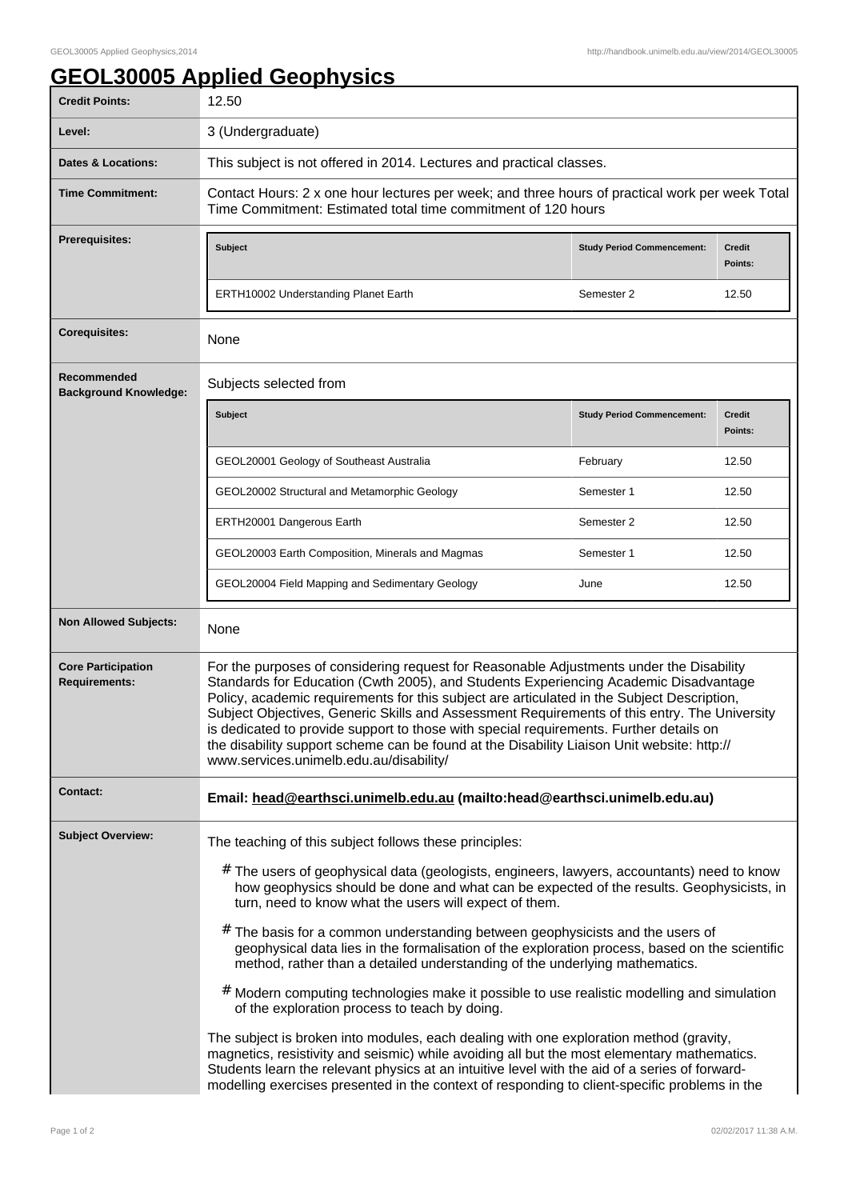# GEOL30005 Applied Geophysics

| | |
|---|---|
| **Credit Points:** | 12.50 |
| **Level:** | 3 (Undergraduate) |
| **Dates & Locations:** | This subject is not offered in 2014. Lectures and practical classes. |
| **Time Commitment:** | Contact Hours: 2 x one hour lectures per week; and three hours of practical work per week Total Time Commitment: Estimated total time commitment of 120 hours |
| **Prerequisites:** | see table below |
| **Corequisites:** | None |
| **Recommended Background Knowledge:** | Subjects selected from (see table below) |
| **Non Allowed Subjects:** | None |
| **Core Participation Requirements:** | For the purposes of considering request for Reasonable Adjustments under the Disability Standards for Education (Cwth 2005), and Students Experiencing Academic Disadvantage Policy, academic requirements for this subject are articulated in the Subject Description, Subject Objectives, Generic Skills and Assessment Requirements of this entry. The University is dedicated to provide support to those with special requirements. Further details on the disability support scheme can be found at the Disability Liaison Unit website: http://www.services.unimelb.edu.au/disability/ |
| **Contact:** | **Email: head@earthsci.unimelb.edu.au (mailto:head@earthsci.unimelb.edu.au)** |

**Prerequisites:**

| Subject | Study Period Commencement: | Credit Points: |
|---|---|---|
| ERTH10002 Understanding Planet Earth | Semester 2 | 12.50 |

**Recommended Background Knowledge:**

Subjects selected from

| Subject | Study Period Commencement: | Credit Points: |
|---|---|---|
| GEOL20001 Geology of Southeast Australia | February | 12.50 |
| GEOL20002 Structural and Metamorphic Geology | Semester 1 | 12.50 |
| ERTH20001 Dangerous Earth | Semester 2 | 12.50 |
| GEOL20003 Earth Composition, Minerals and Magmas | Semester 1 | 12.50 |
| GEOL20004 Field Mapping and Sedimentary Geology | June | 12.50 |

**Subject Overview:**

The teaching of this subject follows these principles:

- The users of geophysical data (geologists, engineers, lawyers, accountants) need to know how geophysics should be done and what can be expected of the results. Geophysicists, in turn, need to know what the users will expect of them.
- The basis for a common understanding between geophysicists and the users of geophysical data lies in the formalisation of the exploration process, based on the scientific method, rather than a detailed understanding of the underlying mathematics.
- Modern computing technologies make it possible to use realistic modelling and simulation of the exploration process to teach by doing.

The subject is broken into modules, each dealing with one exploration method (gravity, magnetics, resistivity and seismic) while avoiding all but the most elementary mathematics. Students learn the relevant physics at an intuitive level with the aid of a series of forward-modelling exercises presented in the context of responding to client-specific problems in the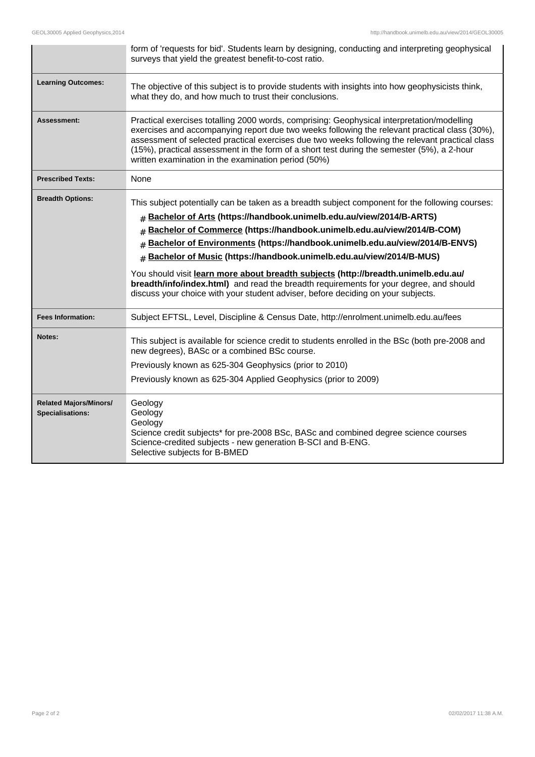| | |
|---|---|
| | form of 'requests for bid'. Students learn by designing, conducting and interpreting geophysical surveys that yield the greatest benefit-to-cost ratio. |
| **Learning Outcomes:** | The objective of this subject is to provide students with insights into how geophysicists think, what they do, and how much to trust their conclusions. |
| **Assessment:** | Practical exercises totalling 2000 words, comprising: Geophysical interpretation/modelling exercises and accompanying report due two weeks following the relevant practical class (30%), assessment of selected practical exercises due two weeks following the relevant practical class (15%), practical assessment in the form of a short test during the semester (5%), a 2-hour written examination in the examination period (50%) |
| **Prescribed Texts:** | None |
| **Breadth Options:** | This subject potentially can be taken as a breadth subject component for the following courses:<br># **Bachelor of Arts (https://handbook.unimelb.edu.au/view/2014/B-ARTS)**<br># **Bachelor of Commerce (https://handbook.unimelb.edu.au/view/2014/B-COM)**<br># **Bachelor of Environments (https://handbook.unimelb.edu.au/view/2014/B-ENVS)**<br># **Bachelor of Music (https://handbook.unimelb.edu.au/view/2014/B-MUS)**<br>You should visit **learn more about breadth subjects (http://breadth.unimelb.edu.au/breadth/info/index.html)** and read the breadth requirements for your degree, and should discuss your choice with your student adviser, before deciding on your subjects. |
| **Fees Information:** | Subject EFTSL, Level, Discipline & Census Date, http://enrolment.unimelb.edu.au/fees |
| **Notes:** | This subject is available for science credit to students enrolled in the BSc (both pre-2008 and new degrees), BASc or a combined BSc course.<br>Previously known as 625-304 Geophysics (prior to 2010)<br>Previously known as 625-304 Applied Geophysics (prior to 2009) |
| **Related Majors/Minors/ Specialisations:** | Geology<br>Geology<br>Geology<br>Science credit subjects* for pre-2008 BSc, BASc and combined degree science courses<br>Science-credited subjects - new generation B-SCI and B-ENG.<br>Selective subjects for B-BMED |